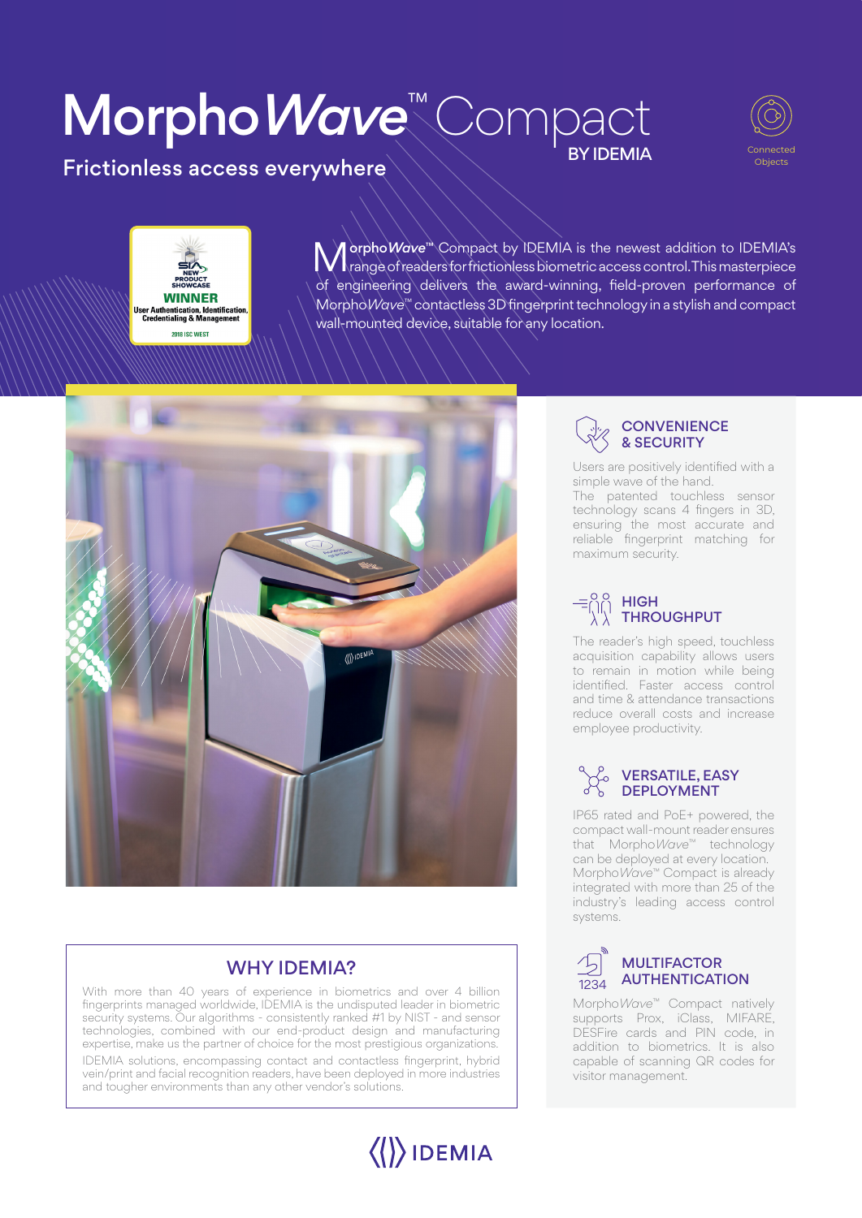# MorphoWave™ Compact

BY IDEMIA

Frictionless access everywhere

Connected Objects

SIA NEW PRODUCT SHOWCASE WINNER User Authentication, Identification, Credentialing & Management 2018 ISC WEST

MorphoWave™ Compact by IDEMIA is the newest addition to IDEMIA's range of readers for frictionless biometric access control. This masterpiece of engineering delivers the award-winning, field-proven performance of MorphoWave™ contactless 3D fingerprint technology in a stylish and compact wall-mounted device, suitable for any location.

## CONVENIENCE & SECURITY

Users are positively identified with a simple wave of the hand.
The patented touchless sensor technology scans 4 fingers in 3D, ensuring the most accurate and reliable fingerprint matching for maximum security.

## HIGH THROUGHPUT

The reader's high speed, touchless acquisition capability allows users to remain in motion while being identified. Faster access control and time & attendance transactions reduce overall costs and increase employee productivity.

## VERSATILE, EASY DEPLOYMENT

IP65 rated and PoE+ powered, the compact wall-mount reader ensures that MorphoWave™ technology can be deployed at every location. MorphoWave™ Compact is already integrated with more than 25 of the industry's leading access control systems.

## MULTIFACTOR AUTHENTICATION

MorphoWave™ Compact natively supports Prox, iClass, MIFARE, DESFire cards and PIN code, in addition to biometrics. It is also capable of scanning QR codes for visitor management.

## WHY IDEMIA?

With more than 40 years of experience in biometrics and over 4 billion fingerprints managed worldwide, IDEMIA is the undisputed leader in biometric security systems. Our algorithms - consistently ranked #1 by NIST - and sensor technologies, combined with our end-product design and manufacturing expertise, make us the partner of choice for the most prestigious organizations.

IDEMIA solutions, encompassing contact and contactless fingerprint, hybrid vein/print and facial recognition readers, have been deployed in more industries and tougher environments than any other vendor's solutions.

IDEMIA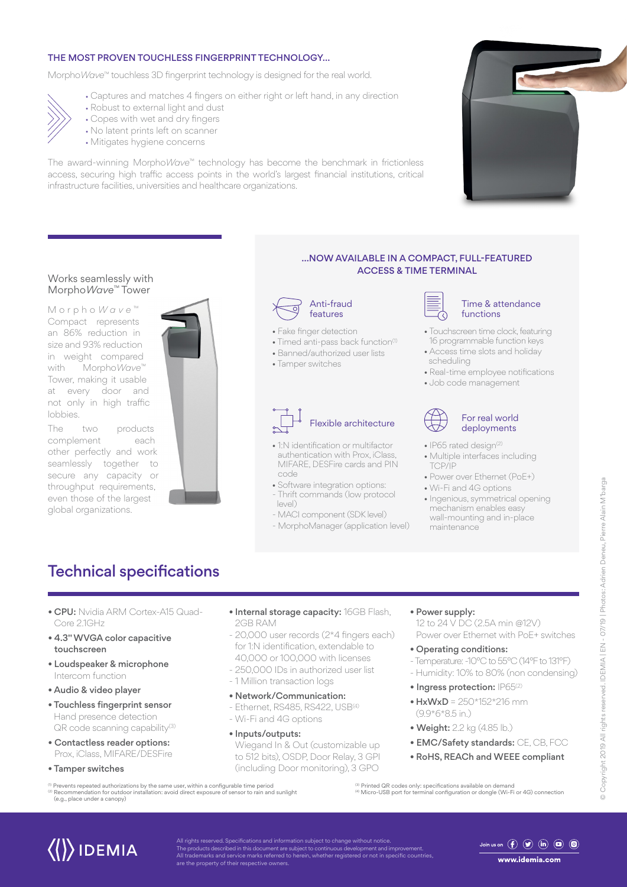### THE MOST PROVEN TOUCHLESS FINGERPRINT TECHNOLOGY...

Morpho*Wave*™ touchless 3D fingerprint technology is designed for the real world.

- Captures and matches 4 fingers on either right or left hand, in any direction
- Robust to external light and dust
- Copes with wet and dry fingers
- No latent prints left on scanner
- Mitigates hygiene concerns

The award-winning Morpho*Wave*™ technology has become the benchmark in frictionless access, securing high traffic access points in the world's largest financial institutions, critical infrastructure facilities, universities and healthcare organizations.

### Works seamlessly with Morpho*Wave*™ Tower

Morpho*Wave*™ Compact represents an 86% reduction in size and 93% reduction in weight compared with Morpho*Wave*™ Tower, making it usable at every door and not only in high traffic lobbies.

The two products complement each other perfectly and work seamlessly together to secure any capacity or throughput requirements, even those of the largest global organizations.

### ...NOW AVAILABLE IN A COMPACT, FULL-FEATURED ACCESS & TIME TERMINAL

#### Anti-fraud features

- Fake finger detection
- Timed anti-pass back function[1]
- Banned/authorized user lists
- Tamper switches

#### Time & attendance functions

- Touchscreen time clock, featuring 16 programmable function keys
- Access time slots and holiday scheduling
- Real-time employee notifications
- Job code management

#### Flexible architecture

- 1:N identification or multifactor authentication with Prox, iClass, MIFARE, DESFire cards and PIN code
- Software integration options:
  - Thrift commands (low protocol level)
  - MACI component (SDK level)
  - MorphoManager (application level)

#### For real world deployments

- IP65 rated design[2]
- Multiple interfaces including TCP/IP
- Power over Ethernet (PoE+)
- Wi-Fi and 4G options
- Ingenious, symmetrical opening mechanism enables easy wall-mounting and in-place maintenance

## Technical specifications

- **CPU:** Nvidia ARM Cortex-A15 Quad-Core 2.1GHz
- **4.3" WVGA color capacitive touchscreen**
- **Loudspeaker & microphone**
  Intercom function
- **Audio & video player**
- **Touchless fingerprint sensor**
  Hand presence detection
  QR code scanning capability[3]
- **Contactless reader options:**
  Prox, iClass, MIFARE/DESFire
- **Tamper switches**
- **Internal storage capacity:** 16GB Flash, 2GB RAM
  - 20,000 user records (2*4 fingers each) for 1:N identification, extendable to 40,000 or 100,000 with licenses
  - 250,000 IDs in authorized user list
  - 1 Million transaction logs
- **Network/Communication:**
  - Ethernet, RS485, RS422, USB[4]
  - Wi-Fi and 4G options
- **Inputs/outputs:**
  Wiegand In & Out (customizable up to 512 bits), OSDP, Door Relay, 3 GPI (including Door monitoring), 3 GPO
- **Power supply:**
  12 to 24 V DC (2.5A min @12V)
  Power over Ethernet with PoE+ switches
- **Operating conditions:**
  - Temperature: -10°C to 55°C (14°F to 131°F)
  - Humidity: 10% to 80% (non condensing)
- **Ingress protection:** IP65[2]
- **HxWxD** = 250*152*216 mm (9.9*6*8.5 in.)
- **Weight:** 2.2 kg (4.85 lb.)
- **EMC/Safety standards:** CE, CB, FCC
- **RoHS, REACh and WEEE compliant**

[1] Prevents repeated authorizations by the same user, within a configurable time period
[2] Recommendation for outdoor installation: avoid direct exposure of sensor to rain and sunlight (e.g., place under a canopy)
[3] Printed QR codes only: specifications available on demand
[4] Micro-USB port for terminal configuration or dongle (Wi-Fi or 4G) connection

© Copyright 2019 All rights reserved. IDEMIA | EN - 07/19 | Photos: Adrien Deneu, Pierre Alain M'barga

IDEMIA

All rights reserved. Specifications and information subject to change without notice.
The products described in this document are subject to continuous development and improvement.
All trademarks and service marks referred to herein, whether registered or not in specific countries, are the property of their respective owners.

Join us on

www.idemia.com